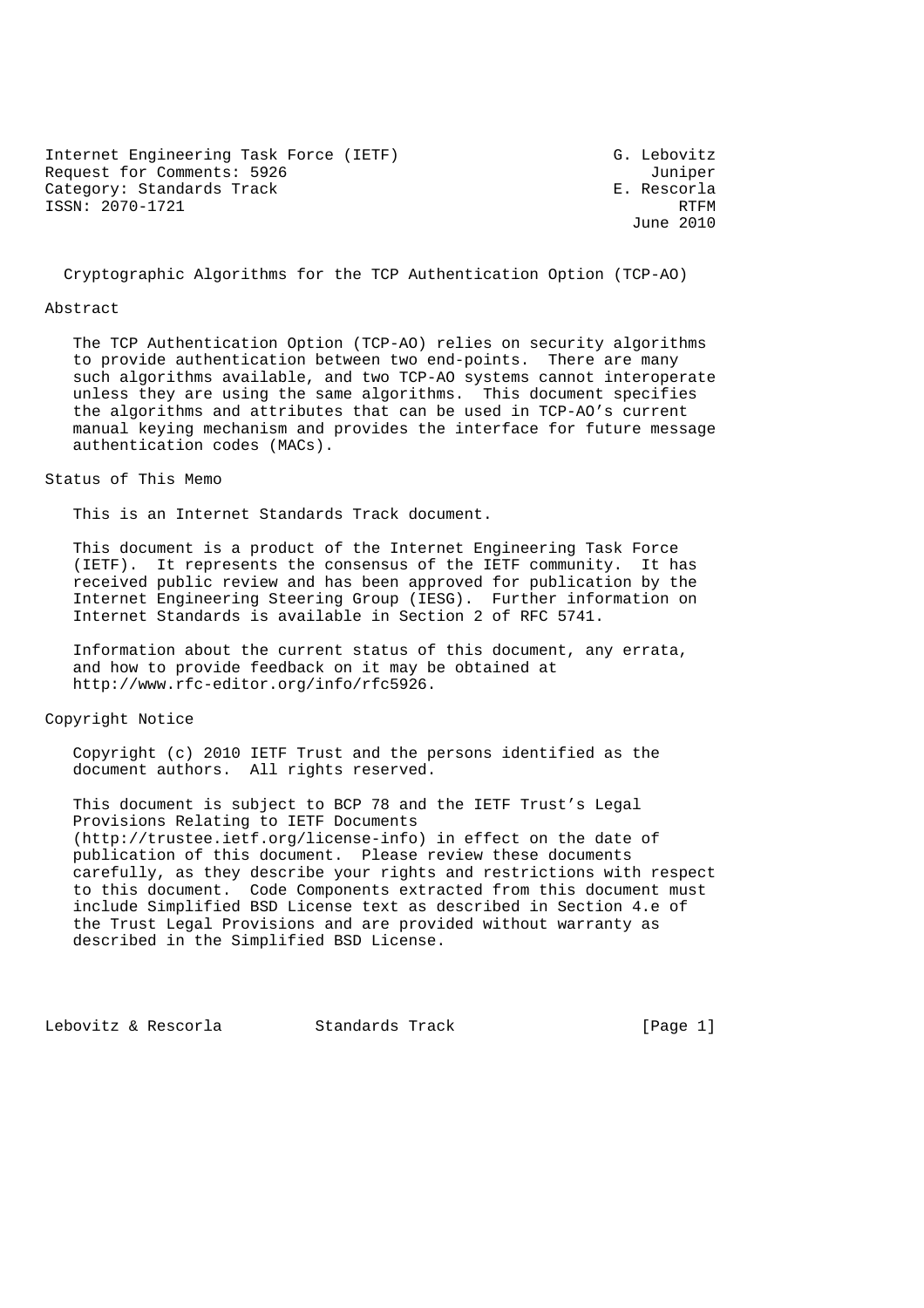Internet Engineering Task Force (IETF)  G. Lebovitz
Request for Comments: 5926  Juniper
Category: Standards Track  E. Rescorla
ISSN: 2070-1721  RTFM
June 2010

# Cryptographic Algorithms for the TCP Authentication Option (TCP-AO)

## Abstract

The TCP Authentication Option (TCP-AO) relies on security algorithms to provide authentication between two end-points. There are many such algorithms available, and two TCP-AO systems cannot interoperate unless they are using the same algorithms. This document specifies the algorithms and attributes that can be used in TCP-AO's current manual keying mechanism and provides the interface for future message authentication codes (MACs).

## Status of This Memo

This is an Internet Standards Track document.

This document is a product of the Internet Engineering Task Force (IETF). It represents the consensus of the IETF community. It has received public review and has been approved for publication by the Internet Engineering Steering Group (IESG). Further information on Internet Standards is available in Section 2 of RFC 5741.

Information about the current status of this document, any errata, and how to provide feedback on it may be obtained at http://www.rfc-editor.org/info/rfc5926.

## Copyright Notice

Copyright (c) 2010 IETF Trust and the persons identified as the document authors. All rights reserved.

This document is subject to BCP 78 and the IETF Trust's Legal Provisions Relating to IETF Documents (http://trustee.ietf.org/license-info) in effect on the date of publication of this document. Please review these documents carefully, as they describe your rights and restrictions with respect to this document. Code Components extracted from this document must include Simplified BSD License text as described in Section 4.e of the Trust Legal Provisions and are provided without warranty as described in the Simplified BSD License.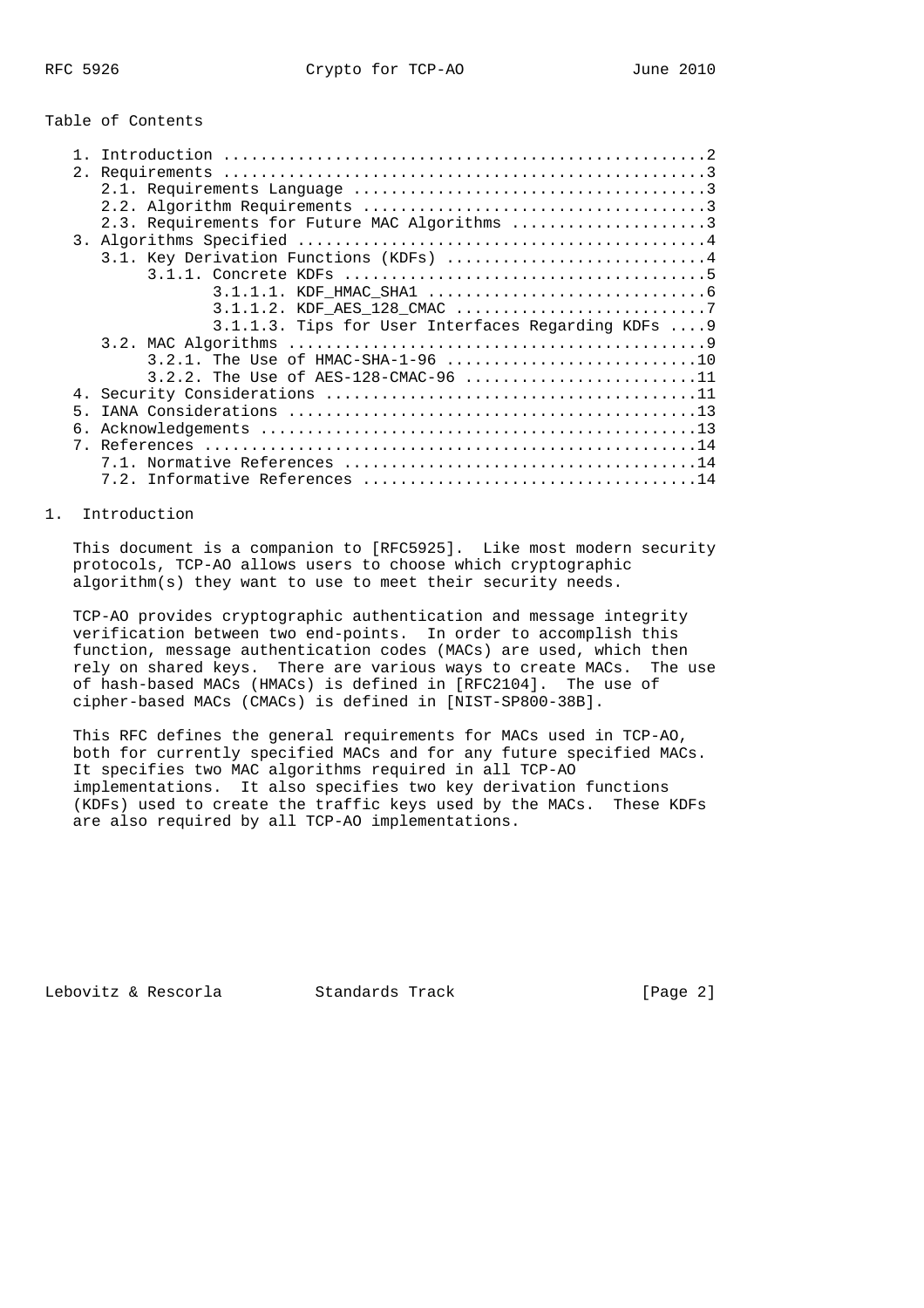Table of Contents

1. Introduction ....................................................2
2. Requirements ....................................................3
   2.1. Requirements Language .....................................3
   2.2. Algorithm Requirements ....................................3
   2.3. Requirements for Future MAC Algorithms ....................3
3. Algorithms Specified ............................................4
   3.1. Key Derivation Functions (KDFs) ...........................4
        3.1.1. Concrete KDFs ......................................5
               3.1.1.1. KDF_HMAC_SHA1 .............................6
               3.1.1.2. KDF_AES_128_CMAC ..........................7
               3.1.1.3. Tips for User Interfaces Regarding KDFs ....9
   3.2. MAC Algorithms ............................................9
        3.2.1. The Use of HMAC-SHA-1-96 ..........................10
        3.2.2. The Use of AES-128-CMAC-96 ........................11
4. Security Considerations ........................................11
5. IANA Considerations ............................................13
6. Acknowledgements ...............................................13
7. References .....................................................14
   7.1. Normative References ......................................14
   7.2. Informative References ....................................14

# 1. Introduction

This document is a companion to [RFC5925]. Like most modern security protocols, TCP-AO allows users to choose which cryptographic algorithm(s) they want to use to meet their security needs.

TCP-AO provides cryptographic authentication and message integrity verification between two end-points. In order to accomplish this function, message authentication codes (MACs) are used, which then rely on shared keys. There are various ways to create MACs. The use of hash-based MACs (HMACs) is defined in [RFC2104]. The use of cipher-based MACs (CMACs) is defined in [NIST-SP800-38B].

This RFC defines the general requirements for MACs used in TCP-AO, both for currently specified MACs and for any future specified MACs. It specifies two MAC algorithms required in all TCP-AO implementations. It also specifies two key derivation functions (KDFs) used to create the traffic keys used by the MACs. These KDFs are also required by all TCP-AO implementations.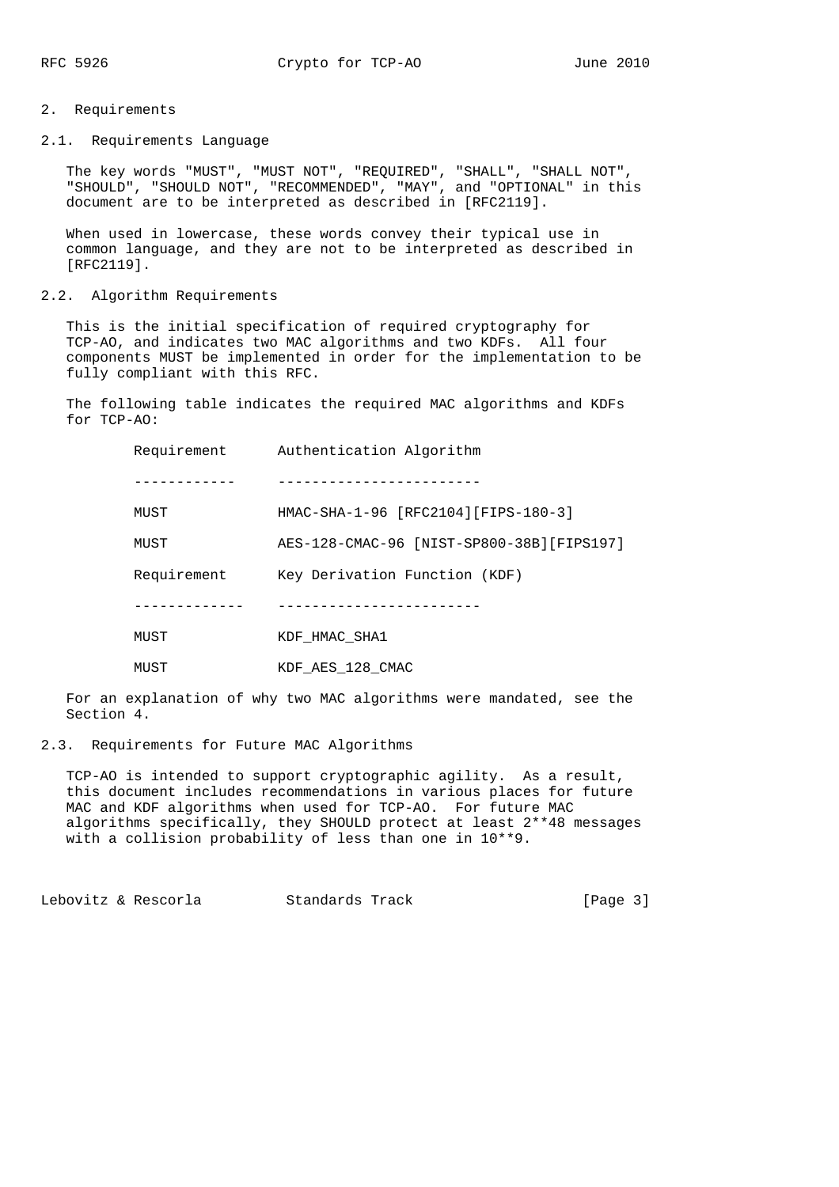## 2. Requirements

### 2.1. Requirements Language

The key words "MUST", "MUST NOT", "REQUIRED", "SHALL", "SHALL NOT", "SHOULD", "SHOULD NOT", "RECOMMENDED", "MAY", and "OPTIONAL" in this document are to be interpreted as described in [RFC2119].

When used in lowercase, these words convey their typical use in common language, and they are not to be interpreted as described in [RFC2119].

### 2.2. Algorithm Requirements

This is the initial specification of required cryptography for TCP-AO, and indicates two MAC algorithms and two KDFs. All four components MUST be implemented in order for the implementation to be fully compliant with this RFC.

The following table indicates the required MAC algorithms and KDFs for TCP-AO:

| Requirement | Authentication Algorithm |
|---|---|
| MUST | HMAC-SHA-1-96 [RFC2104][FIPS-180-3] |
| MUST | AES-128-CMAC-96 [NIST-SP800-38B][FIPS197] |

| Requirement | Key Derivation Function (KDF) |
|---|---|
| MUST | KDF_HMAC_SHA1 |
| MUST | KDF_AES_128_CMAC |

For an explanation of why two MAC algorithms were mandated, see the Section 4.

### 2.3. Requirements for Future MAC Algorithms

TCP-AO is intended to support cryptographic agility. As a result, this document includes recommendations in various places for future MAC and KDF algorithms when used for TCP-AO. For future MAC algorithms specifically, they SHOULD protect at least $2^{48}$ messages with a collision probability of less than one in $10^{9}$.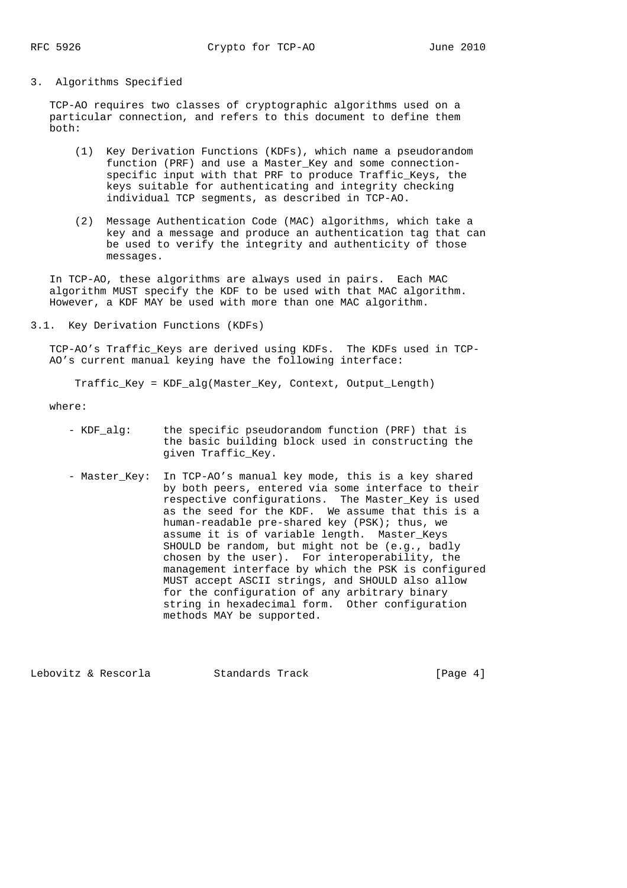## 3. Algorithms Specified

TCP-AO requires two classes of cryptographic algorithms used on a particular connection, and refers to this document to define them both:

1. Key Derivation Functions (KDFs), which name a pseudorandom function (PRF) and use a Master_Key and some connection-specific input with that PRF to produce Traffic_Keys, the keys suitable for authenticating and integrity checking individual TCP segments, as described in TCP-AO.

2. Message Authentication Code (MAC) algorithms, which take a key and a message and produce an authentication tag that can be used to verify the integrity and authenticity of those messages.

In TCP-AO, these algorithms are always used in pairs. Each MAC algorithm MUST specify the KDF to be used with that MAC algorithm. However, a KDF MAY be used with more than one MAC algorithm.

### 3.1. Key Derivation Functions (KDFs)

TCP-AO's Traffic_Keys are derived using KDFs. The KDFs used in TCP-AO's current manual keying have the following interface:

```
Traffic_Key = KDF_alg(Master_Key, Context, Output_Length)
```

where:

- KDF_alg: the specific pseudorandom function (PRF) that is the basic building block used in constructing the given Traffic_Key.

- Master_Key: In TCP-AO's manual key mode, this is a key shared by both peers, entered via some interface to their respective configurations. The Master_Key is used as the seed for the KDF. We assume that this is a human-readable pre-shared key (PSK); thus, we assume it is of variable length. Master_Keys SHOULD be random, but might not be (e.g., badly chosen by the user). For interoperability, the management interface by which the PSK is configured MUST accept ASCII strings, and SHOULD also allow for the configuration of any arbitrary binary string in hexadecimal form. Other configuration methods MAY be supported.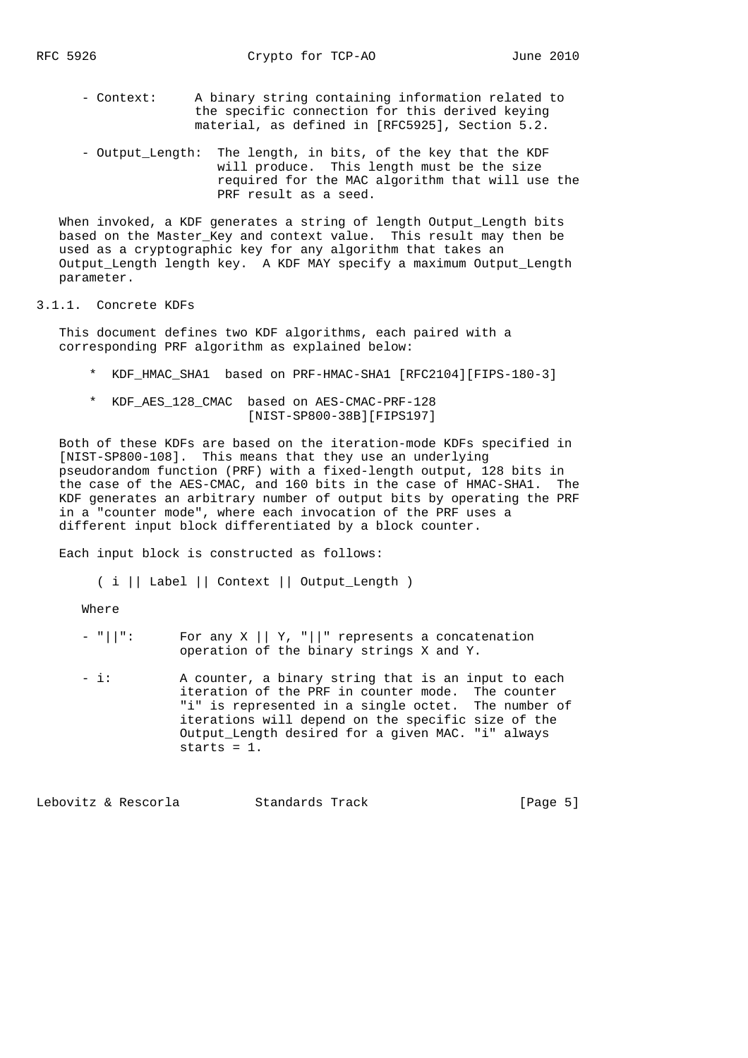- Context: A binary string containing information related to the specific connection for this derived keying material, as defined in [RFC5925], Section 5.2.

- Output_Length: The length, in bits, of the key that the KDF will produce. This length must be the size required for the MAC algorithm that will use the PRF result as a seed.

When invoked, a KDF generates a string of length Output_Length bits based on the Master_Key and context value. This result may then be used as a cryptographic key for any algorithm that takes an Output_Length length key. A KDF MAY specify a maximum Output_Length parameter.

### 3.1.1. Concrete KDFs

This document defines two KDF algorithms, each paired with a corresponding PRF algorithm as explained below:

* KDF_HMAC_SHA1 based on PRF-HMAC-SHA1 [RFC2104][FIPS-180-3]

* KDF_AES_128_CMAC based on AES-CMAC-PRF-128 [NIST-SP800-38B][FIPS197]

Both of these KDFs are based on the iteration-mode KDFs specified in [NIST-SP800-108]. This means that they use an underlying pseudorandom function (PRF) with a fixed-length output, 128 bits in the case of the AES-CMAC, and 160 bits in the case of HMAC-SHA1. The KDF generates an arbitrary number of output bits by operating the PRF in a "counter mode", where each invocation of the PRF uses a different input block differentiated by a block counter.

Each input block is constructed as follows:

```
( i || Label || Context || Output_Length )
```

Where

- "||": For any X || Y, "||" represents a concatenation operation of the binary strings X and Y.

- i: A counter, a binary string that is an input to each iteration of the PRF in counter mode. The counter "i" is represented in a single octet. The number of iterations will depend on the specific size of the Output_Length desired for a given MAC. "i" always starts = 1.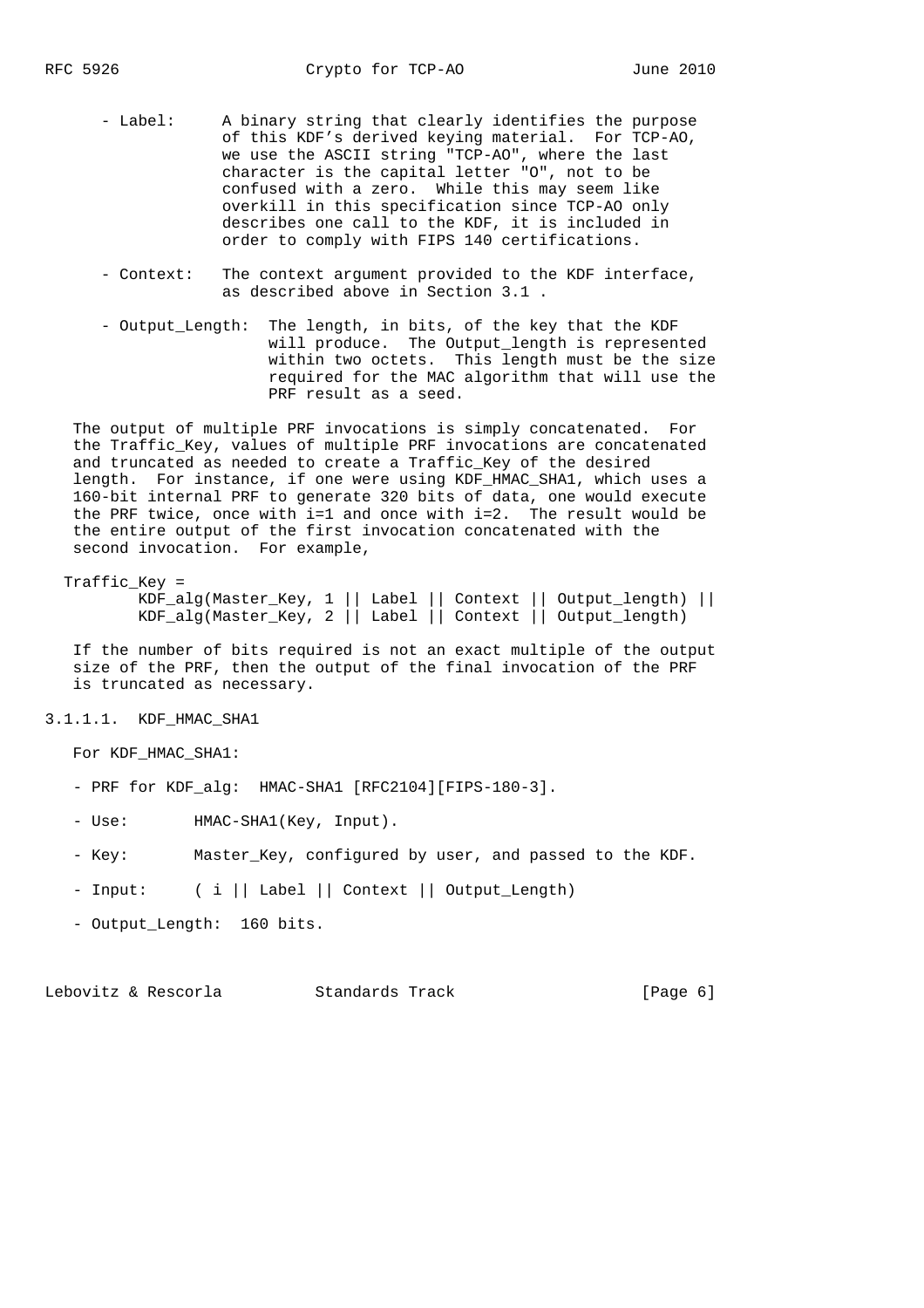- Label: A binary string that clearly identifies the purpose of this KDF's derived keying material. For TCP-AO, we use the ASCII string "TCP-AO", where the last character is the capital letter "O", not to be confused with a zero. While this may seem like overkill in this specification since TCP-AO only describes one call to the KDF, it is included in order to comply with FIPS 140 certifications.

- Context: The context argument provided to the KDF interface, as described above in Section 3.1 .

- Output_Length: The length, in bits, of the key that the KDF will produce. The Output_length is represented within two octets. This length must be the size required for the MAC algorithm that will use the PRF result as a seed.

The output of multiple PRF invocations is simply concatenated. For the Traffic_Key, values of multiple PRF invocations are concatenated and truncated as needed to create a Traffic_Key of the desired length. For instance, if one were using KDF_HMAC_SHA1, which uses a 160-bit internal PRF to generate 320 bits of data, one would execute the PRF twice, once with i=1 and once with i=2. The result would be the entire output of the first invocation concatenated with the second invocation. For example,

```
Traffic_Key =
        KDF_alg(Master_Key, 1 || Label || Context || Output_length) ||
        KDF_alg(Master_Key, 2 || Label || Context || Output_length)
```

If the number of bits required is not an exact multiple of the output size of the PRF, then the output of the final invocation of the PRF is truncated as necessary.

#### 3.1.1.1. KDF_HMAC_SHA1

For KDF_HMAC_SHA1:

- PRF for KDF_alg: HMAC-SHA1 [RFC2104][FIPS-180-3].

- Use: HMAC-SHA1(Key, Input).

- Key: Master_Key, configured by user, and passed to the KDF.

- Input: ( i || Label || Context || Output_Length)

- Output_Length: 160 bits.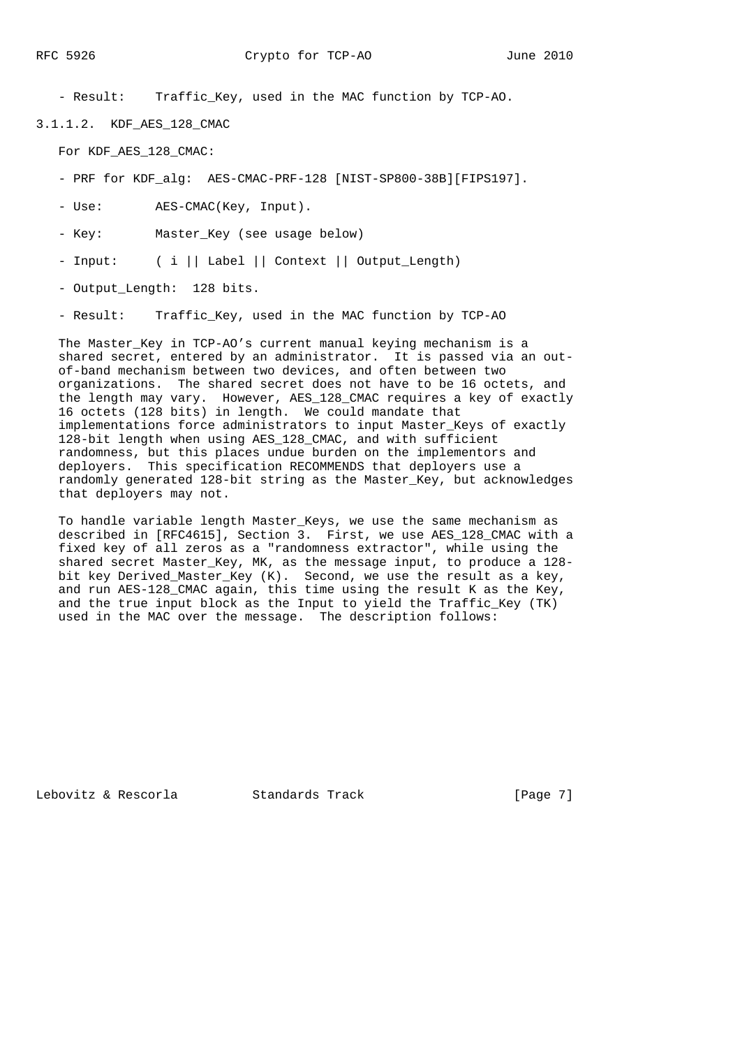- Result: Traffic_Key, used in the MAC function by TCP-AO.

#### 3.1.1.2. KDF_AES_128_CMAC

For KDF_AES_128_CMAC:

- PRF for KDF_alg: AES-CMAC-PRF-128 [NIST-SP800-38B][FIPS197].
- Use: AES-CMAC(Key, Input).
- Key: Master_Key (see usage below)
- Input: ( i || Label || Context || Output_Length)
- Output_Length: 128 bits.
- Result: Traffic_Key, used in the MAC function by TCP-AO

The Master_Key in TCP-AO's current manual keying mechanism is a shared secret, entered by an administrator. It is passed via an out-of-band mechanism between two devices, and often between two organizations. The shared secret does not have to be 16 octets, and the length may vary. However, AES_128_CMAC requires a key of exactly 16 octets (128 bits) in length. We could mandate that implementations force administrators to input Master_Keys of exactly 128-bit length when using AES_128_CMAC, and with sufficient randomness, but this places undue burden on the implementors and deployers. This specification RECOMMENDS that deployers use a randomly generated 128-bit string as the Master_Key, but acknowledges that deployers may not.

To handle variable length Master_Keys, we use the same mechanism as described in [RFC4615], Section 3. First, we use AES_128_CMAC with a fixed key of all zeros as a "randomness extractor", while using the shared secret Master_Key, MK, as the message input, to produce a 128-bit key Derived_Master_Key (K). Second, we use the result as a key, and run AES-128_CMAC again, this time using the result K as the Key, and the true input block as the Input to yield the Traffic_Key (TK) used in the MAC over the message. The description follows: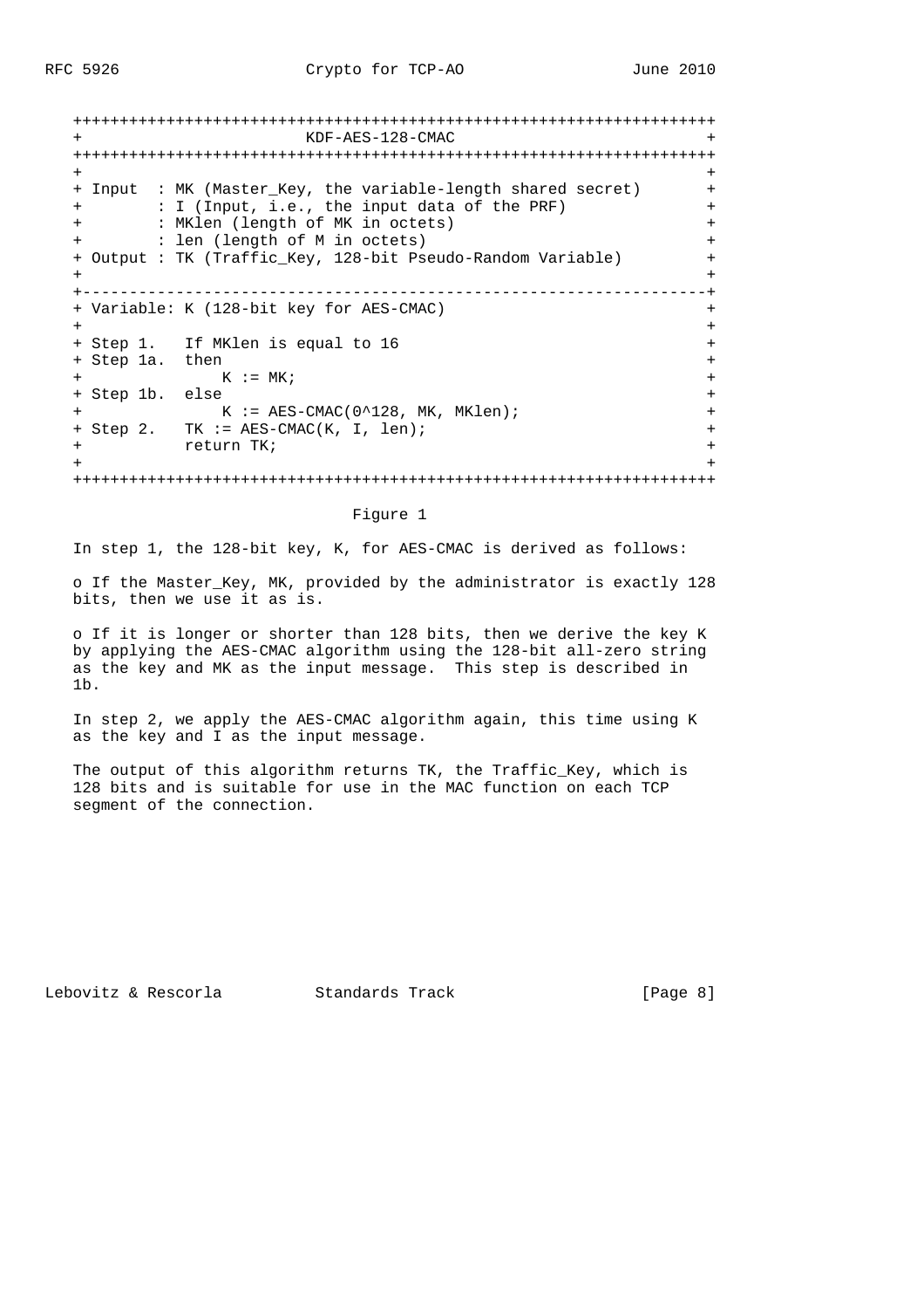```
+++++++++++++++++++++++++++++++++++++++++++++++++++++++++++++++++++++
+                        KDF-AES-128-CMAC                           +
+++++++++++++++++++++++++++++++++++++++++++++++++++++++++++++++++++++
+                                                                   +
+ Input  : MK (Master_Key, the variable-length shared secret)       +
+        : I (Input, i.e., the input data of the PRF)               +
+        : MKlen (length of MK in octets)                           +
+        : len (length of M in octets)                              +
+ Output : TK (Traffic_Key, 128-bit Pseudo-Random Variable)         +
+                                                                   +
+-------------------------------------------------------------------+
+ Variable: K (128-bit key for AES-CMAC)                            +
+                                                                   +
+ Step 1.   If MKlen is equal to 16                                 +
+ Step 1a.  then                                                    +
+               K := MK;                                            +
+ Step 1b.  else                                                    +
+               K := AES-CMAC(0^128, MK, MKlen);                    +
+ Step 2.   TK := AES-CMAC(K, I, len);                              +
+           return TK;                                              +
+                                                                   +
+++++++++++++++++++++++++++++++++++++++++++++++++++++++++++++++++++++
```

Figure 1

In step 1, the 128-bit key, K, for AES-CMAC is derived as follows:

- If the Master_Key, MK, provided by the administrator is exactly 128 bits, then we use it as is.

- If it is longer or shorter than 128 bits, then we derive the key K by applying the AES-CMAC algorithm using the 128-bit all-zero string as the key and MK as the input message. This step is described in 1b.

In step 2, we apply the AES-CMAC algorithm again, this time using K as the key and I as the input message.

The output of this algorithm returns TK, the Traffic_Key, which is 128 bits and is suitable for use in the MAC function on each TCP segment of the connection.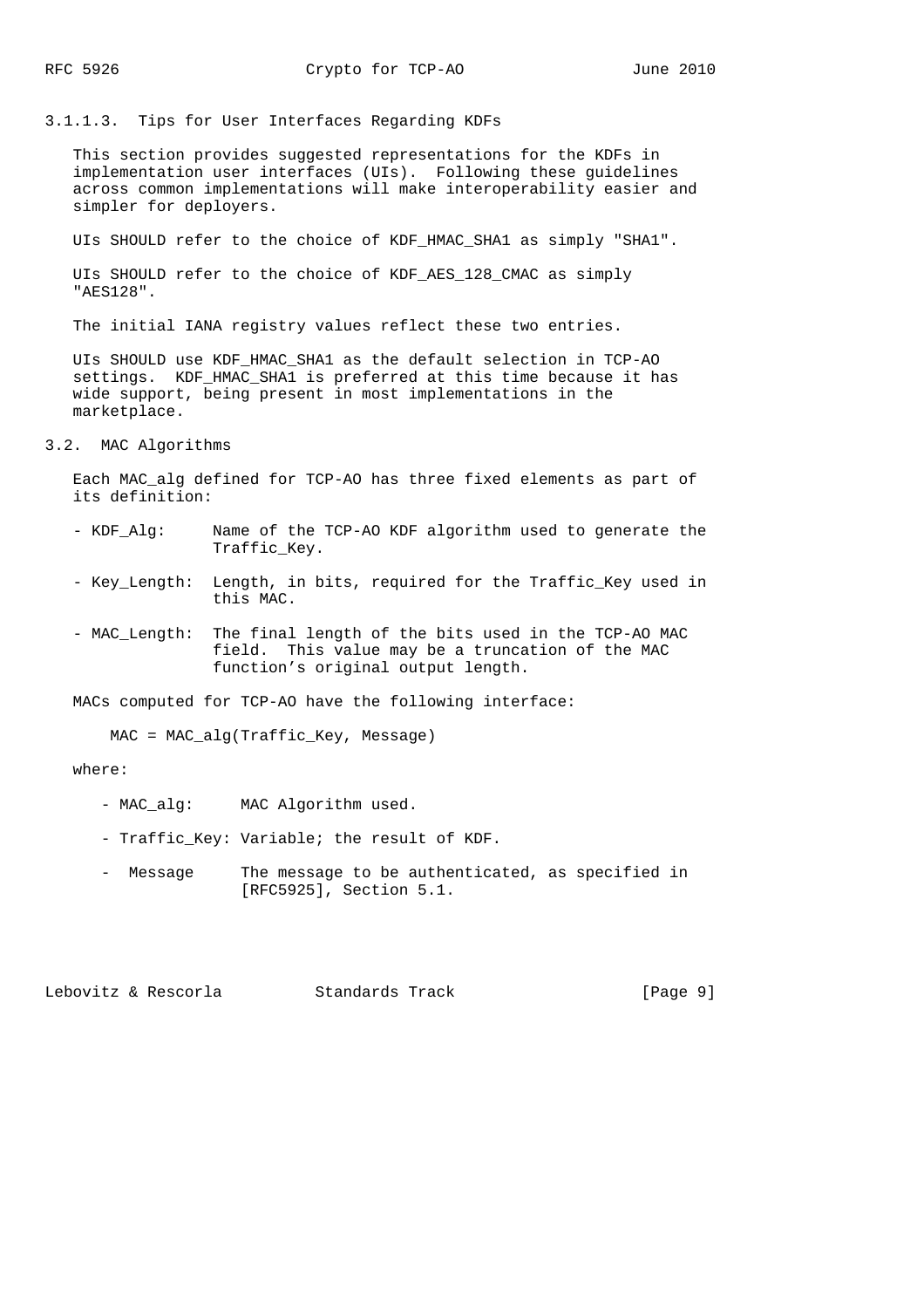#### 3.1.1.3. Tips for User Interfaces Regarding KDFs

This section provides suggested representations for the KDFs in implementation user interfaces (UIs). Following these guidelines across common implementations will make interoperability easier and simpler for deployers.

UIs SHOULD refer to the choice of KDF_HMAC_SHA1 as simply "SHA1".

UIs SHOULD refer to the choice of KDF_AES_128_CMAC as simply "AES128".

The initial IANA registry values reflect these two entries.

UIs SHOULD use KDF_HMAC_SHA1 as the default selection in TCP-AO settings. KDF_HMAC_SHA1 is preferred at this time because it has wide support, being present in most implementations in the marketplace.

### 3.2. MAC Algorithms

Each MAC_alg defined for TCP-AO has three fixed elements as part of its definition:

- KDF_Alg: Name of the TCP-AO KDF algorithm used to generate the Traffic_Key.
- Key_Length: Length, in bits, required for the Traffic_Key used in this MAC.
- MAC_Length: The final length of the bits used in the TCP-AO MAC field. This value may be a truncation of the MAC function's original output length.

MACs computed for TCP-AO have the following interface:

```
MAC = MAC_alg(Traffic_Key, Message)
```

where:

- MAC_alg: MAC Algorithm used.
- Traffic_Key: Variable; the result of KDF.
- Message The message to be authenticated, as specified in [RFC5925], Section 5.1.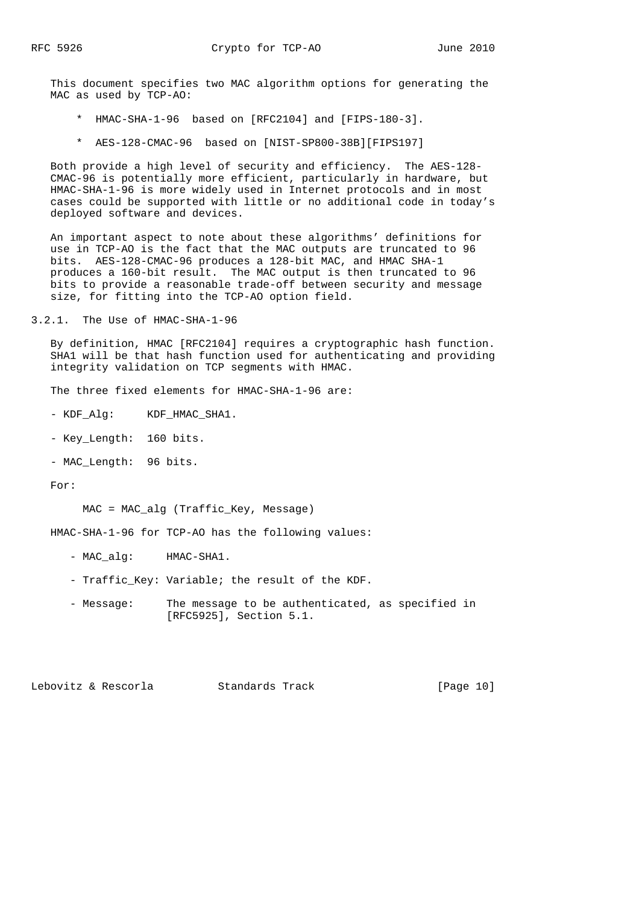This document specifies two MAC algorithm options for generating the MAC as used by TCP-AO:

* HMAC-SHA-1-96 based on [RFC2104] and [FIPS-180-3].
* AES-128-CMAC-96 based on [NIST-SP800-38B][FIPS197]

Both provide a high level of security and efficiency. The AES-128-CMAC-96 is potentially more efficient, particularly in hardware, but HMAC-SHA-1-96 is more widely used in Internet protocols and in most cases could be supported with little or no additional code in today's deployed software and devices.

An important aspect to note about these algorithms' definitions for use in TCP-AO is the fact that the MAC outputs are truncated to 96 bits. AES-128-CMAC-96 produces a 128-bit MAC, and HMAC SHA-1 produces a 160-bit result. The MAC output is then truncated to 96 bits to provide a reasonable trade-off between security and message size, for fitting into the TCP-AO option field.

### 3.2.1. The Use of HMAC-SHA-1-96

By definition, HMAC [RFC2104] requires a cryptographic hash function. SHA1 will be that hash function used for authenticating and providing integrity validation on TCP segments with HMAC.

The three fixed elements for HMAC-SHA-1-96 are:

- KDF_Alg: KDF_HMAC_SHA1.
- Key_Length: 160 bits.
- MAC_Length: 96 bits.

For:

```
MAC = MAC_alg (Traffic_Key, Message)
```

HMAC-SHA-1-96 for TCP-AO has the following values:

- MAC_alg: HMAC-SHA1.
- Traffic_Key: Variable; the result of the KDF.
- Message: The message to be authenticated, as specified in [RFC5925], Section 5.1.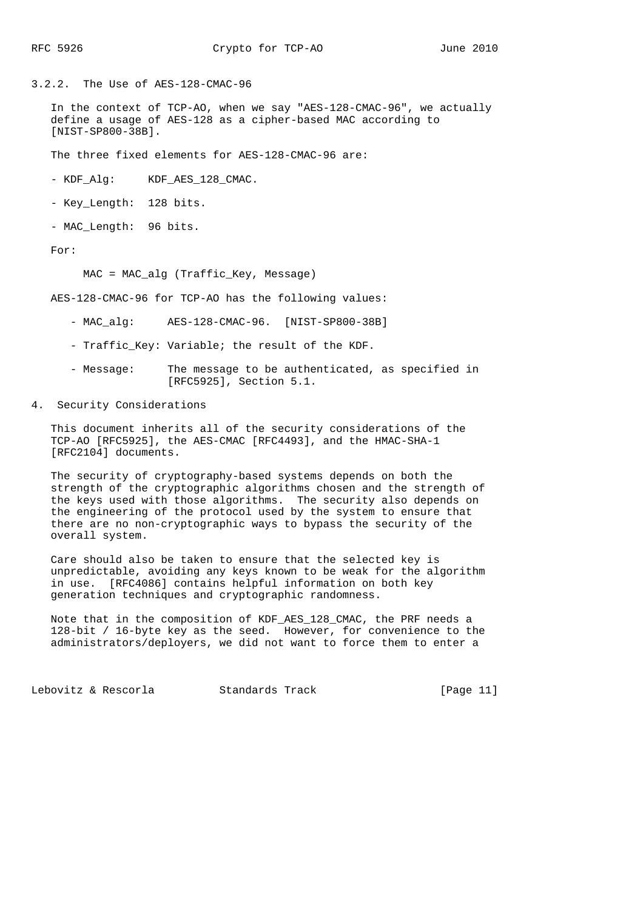### 3.2.2. The Use of AES-128-CMAC-96

In the context of TCP-AO, when we say "AES-128-CMAC-96", we actually define a usage of AES-128 as a cipher-based MAC according to [NIST-SP800-38B].

The three fixed elements for AES-128-CMAC-96 are:

- KDF_Alg: KDF_AES_128_CMAC.
- Key_Length: 128 bits.
- MAC_Length: 96 bits.

For:

```
MAC = MAC_alg (Traffic_Key, Message)
```

AES-128-CMAC-96 for TCP-AO has the following values:

- MAC_alg: AES-128-CMAC-96. [NIST-SP800-38B]
- Traffic_Key: Variable; the result of the KDF.
- Message: The message to be authenticated, as specified in [RFC5925], Section 5.1.

## 4. Security Considerations

This document inherits all of the security considerations of the TCP-AO [RFC5925], the AES-CMAC [RFC4493], and the HMAC-SHA-1 [RFC2104] documents.

The security of cryptography-based systems depends on both the strength of the cryptographic algorithms chosen and the strength of the keys used with those algorithms. The security also depends on the engineering of the protocol used by the system to ensure that there are no non-cryptographic ways to bypass the security of the overall system.

Care should also be taken to ensure that the selected key is unpredictable, avoiding any keys known to be weak for the algorithm in use. [RFC4086] contains helpful information on both key generation techniques and cryptographic randomness.

Note that in the composition of KDF_AES_128_CMAC, the PRF needs a 128-bit / 16-byte key as the seed. However, for convenience to the administrators/deployers, we did not want to force them to enter a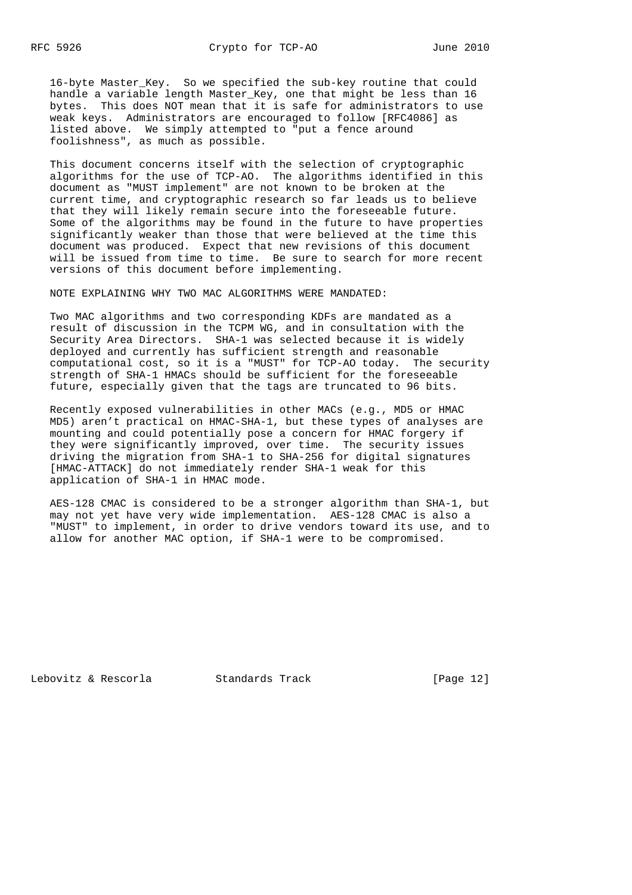16-byte Master_Key. So we specified the sub-key routine that could handle a variable length Master_Key, one that might be less than 16 bytes. This does NOT mean that it is safe for administrators to use weak keys. Administrators are encouraged to follow [RFC4086] as listed above. We simply attempted to "put a fence around foolishness", as much as possible.

This document concerns itself with the selection of cryptographic algorithms for the use of TCP-AO. The algorithms identified in this document as "MUST implement" are not known to be broken at the current time, and cryptographic research so far leads us to believe that they will likely remain secure into the foreseeable future. Some of the algorithms may be found in the future to have properties significantly weaker than those that were believed at the time this document was produced. Expect that new revisions of this document will be issued from time to time. Be sure to search for more recent versions of this document before implementing.

NOTE EXPLAINING WHY TWO MAC ALGORITHMS WERE MANDATED:

Two MAC algorithms and two corresponding KDFs are mandated as a result of discussion in the TCPM WG, and in consultation with the Security Area Directors. SHA-1 was selected because it is widely deployed and currently has sufficient strength and reasonable computational cost, so it is a "MUST" for TCP-AO today. The security strength of SHA-1 HMACs should be sufficient for the foreseeable future, especially given that the tags are truncated to 96 bits.

Recently exposed vulnerabilities in other MACs (e.g., MD5 or HMAC MD5) aren't practical on HMAC-SHA-1, but these types of analyses are mounting and could potentially pose a concern for HMAC forgery if they were significantly improved, over time. The security issues driving the migration from SHA-1 to SHA-256 for digital signatures [HMAC-ATTACK] do not immediately render SHA-1 weak for this application of SHA-1 in HMAC mode.

AES-128 CMAC is considered to be a stronger algorithm than SHA-1, but may not yet have very wide implementation. AES-128 CMAC is also a "MUST" to implement, in order to drive vendors toward its use, and to allow for another MAC option, if SHA-1 were to be compromised.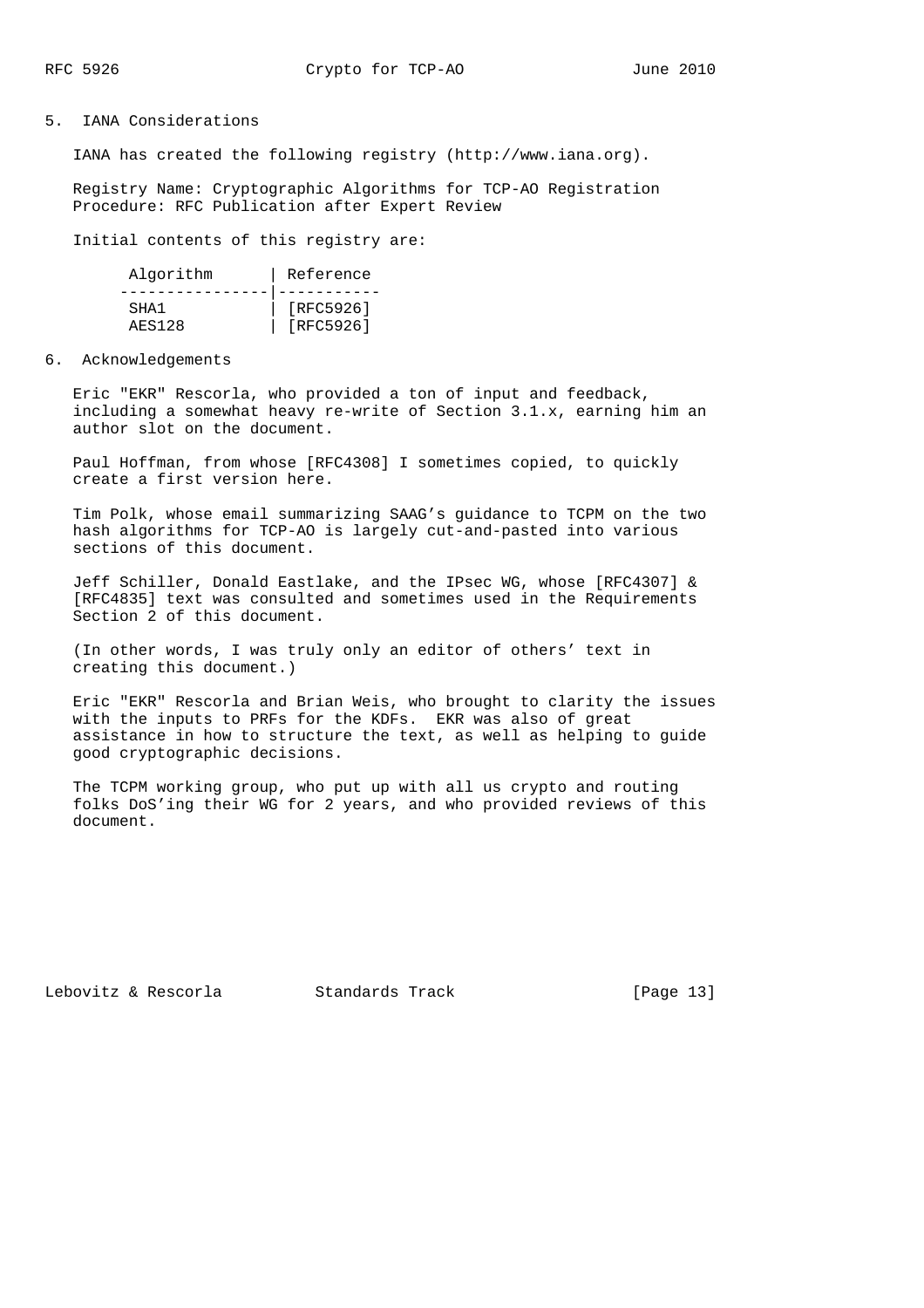## 5. IANA Considerations

IANA has created the following registry (http://www.iana.org).

Registry Name: Cryptographic Algorithms for TCP-AO Registration Procedure: RFC Publication after Expert Review

Initial contents of this registry are:

| Algorithm | Reference |
|---|---|
| SHA1 | [RFC5926] |
| AES128 | [RFC5926] |

## 6. Acknowledgements

Eric "EKR" Rescorla, who provided a ton of input and feedback, including a somewhat heavy re-write of Section 3.1.x, earning him an author slot on the document.

Paul Hoffman, from whose [RFC4308] I sometimes copied, to quickly create a first version here.

Tim Polk, whose email summarizing SAAG's guidance to TCPM on the two hash algorithms for TCP-AO is largely cut-and-pasted into various sections of this document.

Jeff Schiller, Donald Eastlake, and the IPsec WG, whose [RFC4307] & [RFC4835] text was consulted and sometimes used in the Requirements Section 2 of this document.

(In other words, I was truly only an editor of others' text in creating this document.)

Eric "EKR" Rescorla and Brian Weis, who brought to clarity the issues with the inputs to PRFs for the KDFs. EKR was also of great assistance in how to structure the text, as well as helping to guide good cryptographic decisions.

The TCPM working group, who put up with all us crypto and routing folks DoS'ing their WG for 2 years, and who provided reviews of this document.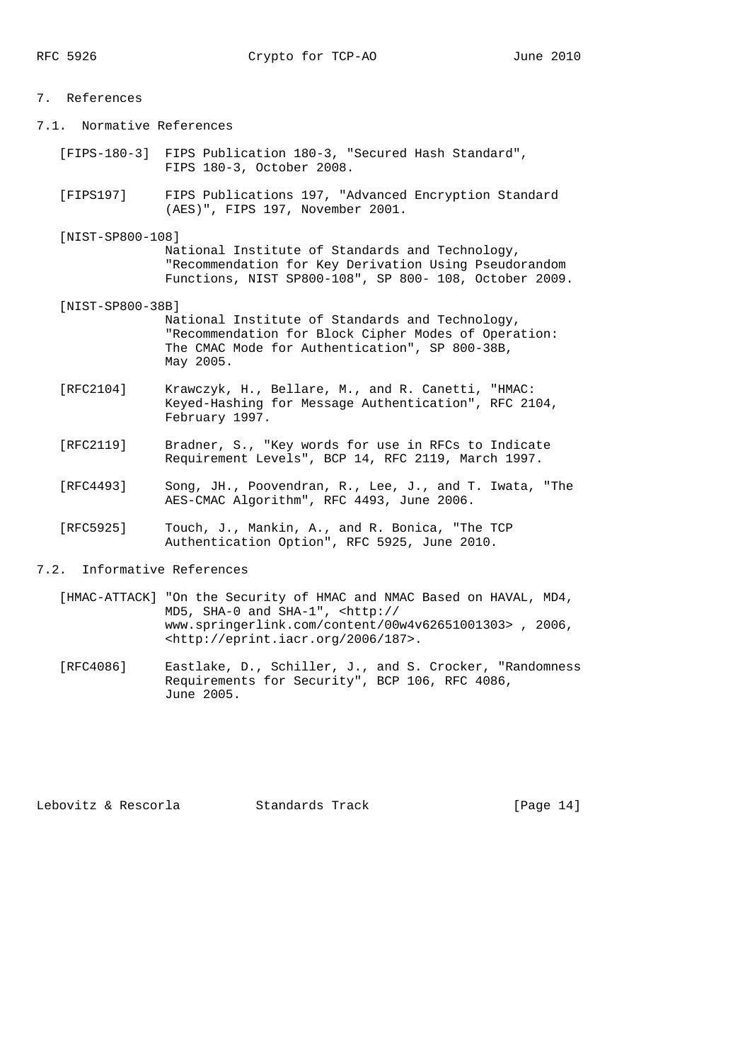# 7. References

## 7.1. Normative References

[FIPS-180-3] FIPS Publication 180-3, "Secured Hash Standard", FIPS 180-3, October 2008.

[FIPS197] FIPS Publications 197, "Advanced Encryption Standard (AES)", FIPS 197, November 2001.

[NIST-SP800-108] National Institute of Standards and Technology, "Recommendation for Key Derivation Using Pseudorandom Functions, NIST SP800-108", SP 800- 108, October 2009.

[NIST-SP800-38B] National Institute of Standards and Technology, "Recommendation for Block Cipher Modes of Operation: The CMAC Mode for Authentication", SP 800-38B, May 2005.

[RFC2104] Krawczyk, H., Bellare, M., and R. Canetti, "HMAC: Keyed-Hashing for Message Authentication", RFC 2104, February 1997.

[RFC2119] Bradner, S., "Key words for use in RFCs to Indicate Requirement Levels", BCP 14, RFC 2119, March 1997.

[RFC4493] Song, JH., Poovendran, R., Lee, J., and T. Iwata, "The AES-CMAC Algorithm", RFC 4493, June 2006.

[RFC5925] Touch, J., Mankin, A., and R. Bonica, "The TCP Authentication Option", RFC 5925, June 2010.

## 7.2. Informative References

[HMAC-ATTACK] "On the Security of HMAC and NMAC Based on HAVAL, MD4, MD5, SHA-0 and SHA-1", <http://www.springerlink.com/content/00w4v62651001303> , 2006, <http://eprint.iacr.org/2006/187>.

[RFC4086] Eastlake, D., Schiller, J., and S. Crocker, "Randomness Requirements for Security", BCP 106, RFC 4086, June 2005.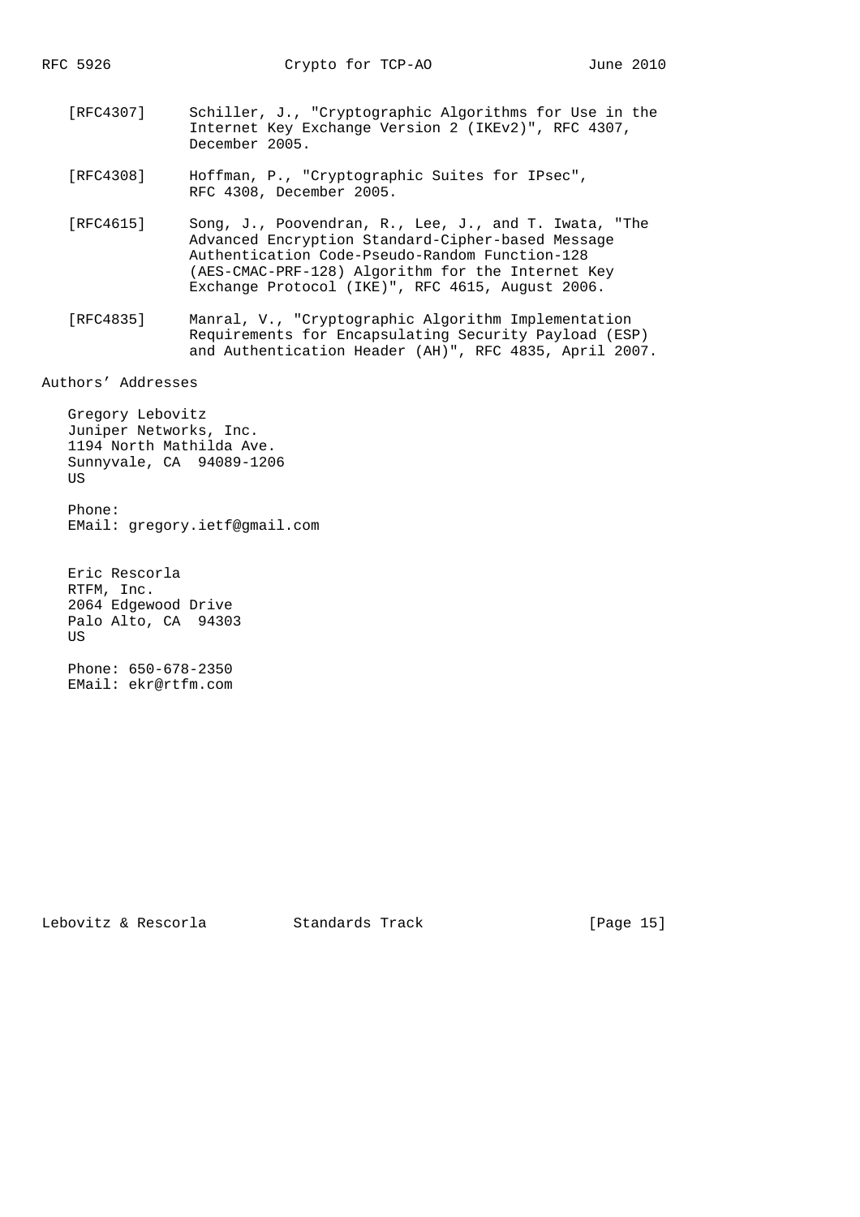[RFC4307] Schiller, J., "Cryptographic Algorithms for Use in the Internet Key Exchange Version 2 (IKEv2)", RFC 4307, December 2005.

[RFC4308] Hoffman, P., "Cryptographic Suites for IPsec", RFC 4308, December 2005.

[RFC4615] Song, J., Poovendran, R., Lee, J., and T. Iwata, "The Advanced Encryption Standard-Cipher-based Message Authentication Code-Pseudo-Random Function-128 (AES-CMAC-PRF-128) Algorithm for the Internet Key Exchange Protocol (IKE)", RFC 4615, August 2006.

[RFC4835] Manral, V., "Cryptographic Algorithm Implementation Requirements for Encapsulating Security Payload (ESP) and Authentication Header (AH)", RFC 4835, April 2007.

## Authors' Addresses

Gregory Lebovitz
Juniper Networks, Inc.
1194 North Mathilda Ave.
Sunnyvale, CA 94089-1206
US

Phone:
EMail: gregory.ietf@gmail.com

Eric Rescorla
RTFM, Inc.
2064 Edgewood Drive
Palo Alto, CA 94303
US

Phone: 650-678-2350
EMail: ekr@rtfm.com